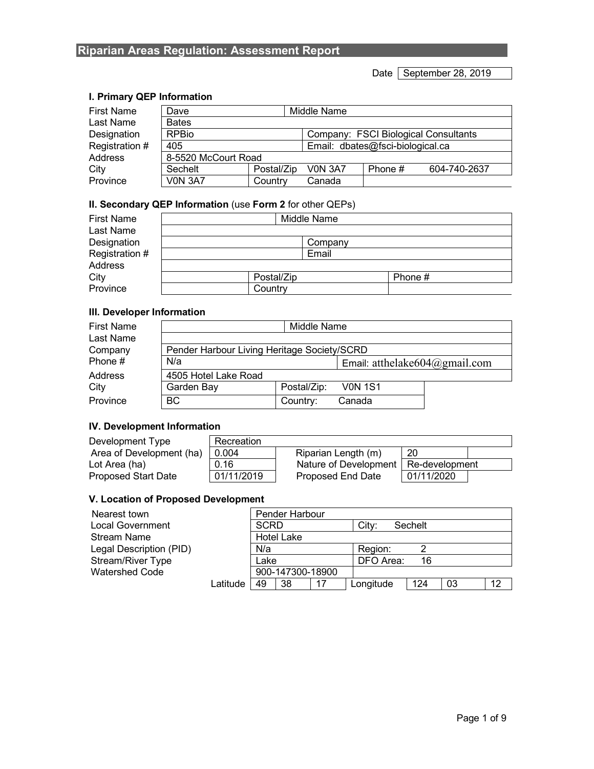# Riparian Areas Regulation: Assessment Report

Date: September 28, 2019

### I. Primary QEP Information

| | | | |
|---|---|---|---|
| First Name | Dave | Middle Name | |
| Last Name | Bates | | |
| Designation | RPBio | Company: FSCI Biological Consultants | |
| Registration # | 405 | Email: dbates@fsci-biological.ca | |
| Address | 8-5520 McCourt Road | | |
| City | Sechelt | Postal/Zip V0N 3A7 | Phone # 604-740-2637 |
| Province | V0N 3A7 | Country Canada | |

### II. Secondary QEP Information (use **Form 2** for other QEPs)

| | | | |
|---|---|---|---|
| First Name | | Middle Name | |
| Last Name | | | |
| Designation | | Company | |
| Registration # | | Email | |
| Address | | | |
| City | | Postal/Zip | Phone # |
| Province | | Country | |

### III. Developer Information

| | | |
|---|---|---|
| First Name | | Middle Name |
| Last Name | | |
| Company | Pender Harbour Living Heritage Society/SCRD | |
| Phone # | N/a | Email: atthelake604@gmail.com |
| Address | 4505 Hotel Lake Road | |
| City | Garden Bay | Postal/Zip: V0N 1S1 |
| Province | BC | Country: Canada |

### IV. Development Information

| | | | |
|---|---|---|---|
| Development Type | Recreation | | |
| Area of Development (ha) | 0.004 | Riparian Length (m) | 20 |
| Lot Area (ha) | 0.16 | Nature of Development | Re-development |
| Proposed Start Date | 01/11/2019 | Proposed End Date | 01/11/2020 |

### V. Location of Proposed Development

| | | | | | | |
|---|---|---|---|---|---|---|
| Nearest town | Pender Harbour | | | | | |
| Local Government | SCRD | | | City: Sechelt | | |
| Stream Name | Hotel Lake | | | | | |
| Legal Description (PID) | N/a | | | Region: 2 | | |
| Stream/River Type | Lake | | | DFO Area: 16 | | |
| Watershed Code | 900-147300-18900 | | | | | |
| Latitude | 49 | 38 | 17 | Longitude | 124 03 | 12 |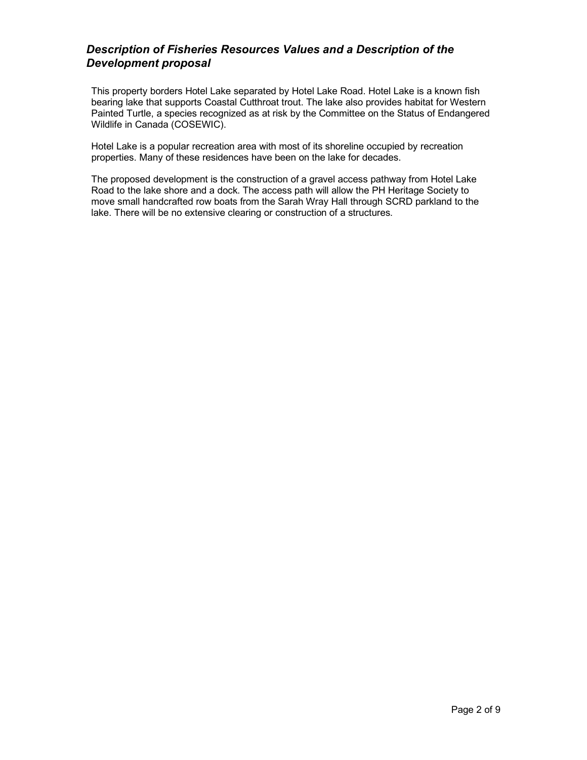## *Description of Fisheries Resources Values and a Description of the Development proposal*

This property borders Hotel Lake separated by Hotel Lake Road. Hotel Lake is a known fish bearing lake that supports Coastal Cutthroat trout. The lake also provides habitat for Western Painted Turtle, a species recognized as at risk by the Committee on the Status of Endangered Wildlife in Canada (COSEWIC).

Hotel Lake is a popular recreation area with most of its shoreline occupied by recreation properties. Many of these residences have been on the lake for decades.

The proposed development is the construction of a gravel access pathway from Hotel Lake Road to the lake shore and a dock. The access path will allow the PH Heritage Society to move small handcrafted row boats from the Sarah Wray Hall through SCRD parkland to the lake. There will be no extensive clearing or construction of a structures.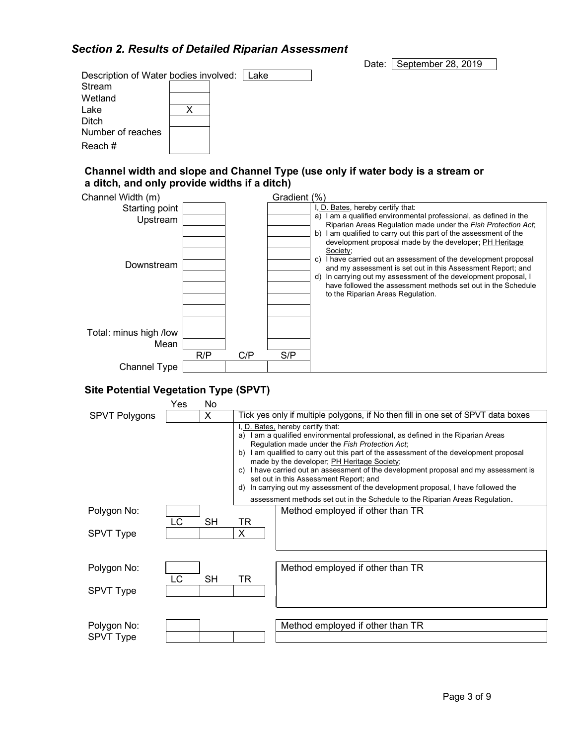## *Section 2. Results of Detailed Riparian Assessment*

Date: September 28, 2019

Description of Water bodies involved: Lake

| | |
|---|---|
| Stream | |
| Wetland | |
| Lake | X |
| Ditch | |
| Number of reaches | |
| Reach # | |

### Channel width and slope and Channel Type (use only if water body is a stream or a ditch, and only provide widths if a ditch)

| | Channel Width (m) | | Gradient (%) |
|---|---|---|---|
| Starting point | | | |
| Upstream | | | |
| | | | |
| | | | |
| | | | |
| Downstream | | | |
| | | | |
| | | | |
| | | | |
| | | | |
| | | | |
| Total: minus high /low | | | |
| Mean | | | |
| | R/P | C/P | S/P |
| Channel Type | | | |

I, D. Bates, hereby certify that:
a) I am a qualified environmental professional, as defined in the Riparian Areas Regulation made under the *Fish Protection Act*;
b) I am qualified to carry out this part of the assessment of the development proposal made by the developer; PH Heritage Society;
c) I have carried out an assessment of the development proposal and my assessment is set out in this Assessment Report; and
d) In carrying out my assessment of the development proposal, I have followed the assessment methods set out in the Schedule to the Riparian Areas Regulation.

### Site Potential Vegetation Type (SPVT)

| | Yes | No | |
|---|---|---|---|
| SPVT Polygons | | X | Tick yes only if multiple polygons, if No then fill in one set of SPVT data boxes |

I, D. Bates, hereby certify that:
a) I am a qualified environmental professional, as defined in the Riparian Areas Regulation made under the *Fish Protection Act*;
b) I am qualified to carry out this part of the assessment of the development proposal made by the developer; PH Heritage Society;
c) I have carried out an assessment of the development proposal and my assessment is set out in this Assessment Report; and
d) In carrying out my assessment of the development proposal, I have followed the assessment methods set out in the Schedule to the Riparian Areas Regulation.

| | LC | SH | TR | |
|---|---|---|---|---|
| Polygon No: | | | | Method employed if other than TR |
| SPVT Type | | | X | |

| | LC | SH | TR | |
|---|---|---|---|---|
| Polygon No: | | | | Method employed if other than TR |
| SPVT Type | | | | |

| | | | | |
|---|---|---|---|---|
| Polygon No: | | | | Method employed if other than TR |
| SPVT Type | | | | |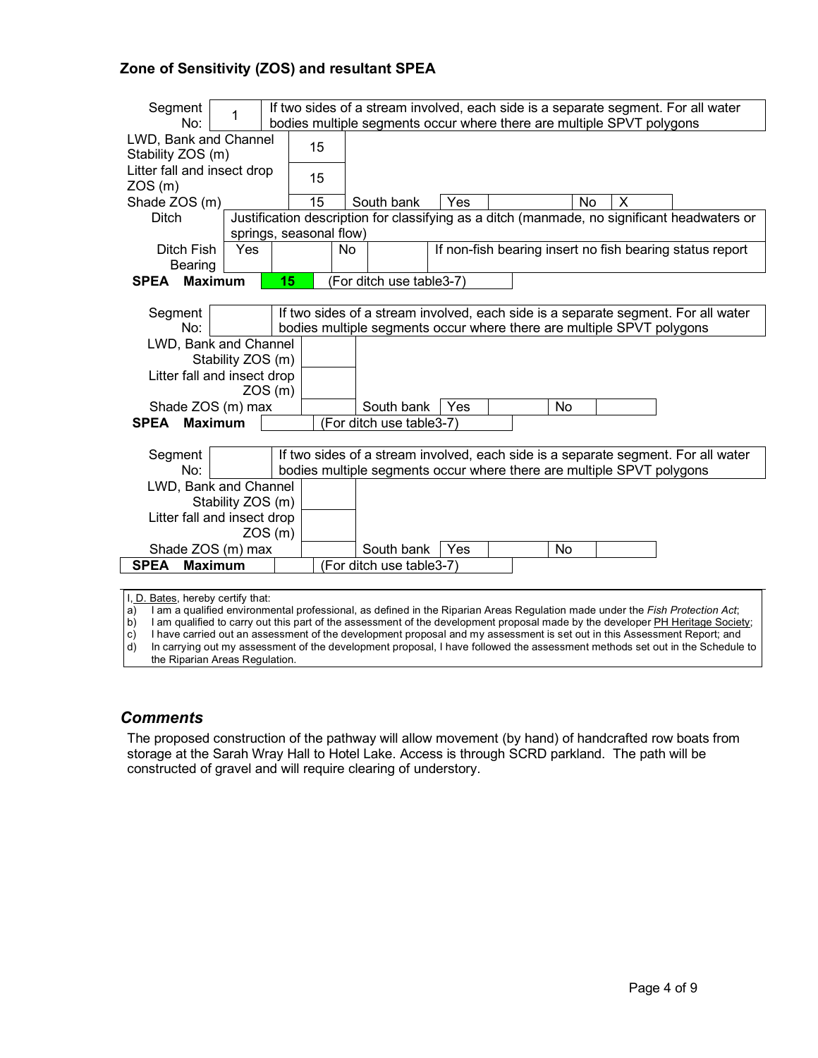### Zone of Sensitivity (ZOS) and resultant SPEA

| Segment No: | 1 | If two sides of a stream involved, each side is a separate segment. For all water bodies multiple segments occur where there are multiple SPVT polygons | | | | |
|---|---|---|---|---|---|---|
| LWD, Bank and Channel Stability ZOS (m) | 15 | | | | | |
| Litter fall and insect drop ZOS (m) | 15 | | | | | |
| Shade ZOS (m) | 15 | South bank | Yes | | No | X |
| Ditch | Justification description for classifying as a ditch (manmade, no significant headwaters or springs, seasonal flow) | | | | | |
| Ditch Fish Bearing | Yes | | No | | If non-fish bearing insert no fish bearing status report | |
| **SPEA Maximum** | **15** | (For ditch use table3-7) | | | | |

| Segment No: | | If two sides of a stream involved, each side is a separate segment. For all water bodies multiple segments occur where there are multiple SPVT polygons | | | |
|---|---|---|---|---|---|
| LWD, Bank and Channel Stability ZOS (m) | | | | | |
| Litter fall and insect drop ZOS (m) | | | | | |
| Shade ZOS (m) max | | South bank | Yes | No | |
| **SPEA Maximum** | | (For ditch use table3-7) | | | |

| Segment No: | | If two sides of a stream involved, each side is a separate segment. For all water bodies multiple segments occur where there are multiple SPVT polygons | | | |
|---|---|---|---|---|---|
| LWD, Bank and Channel Stability ZOS (m) | | | | | |
| Litter fall and insect drop ZOS (m) | | | | | |
| Shade ZOS (m) max | | South bank | Yes | No | |
| **SPEA Maximum** | | (For ditch use table3-7) | | | |

I, D. Bates, hereby certify that:

a) I am a qualified environmental professional, as defined in the Riparian Areas Regulation made under the *Fish Protection Act*;
b) I am qualified to carry out this part of the assessment of the development proposal made by the developer PH Heritage Society;
c) I have carried out an assessment of the development proposal and my assessment is set out in this Assessment Report; and
d) In carrying out my assessment of the development proposal, I have followed the assessment methods set out in the Schedule to the Riparian Areas Regulation.

## *Comments*

The proposed construction of the pathway will allow movement (by hand) of handcrafted row boats from storage at the Sarah Wray Hall to Hotel Lake. Access is through SCRD parkland. The path will be constructed of gravel and will require clearing of understory.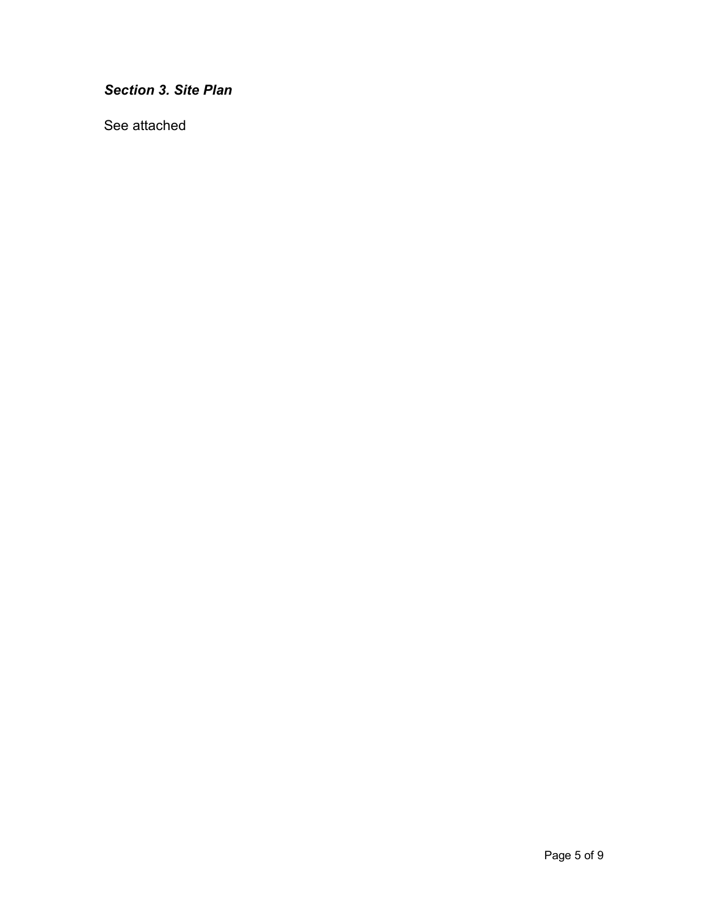### ***Section 3. Site Plan***

See attached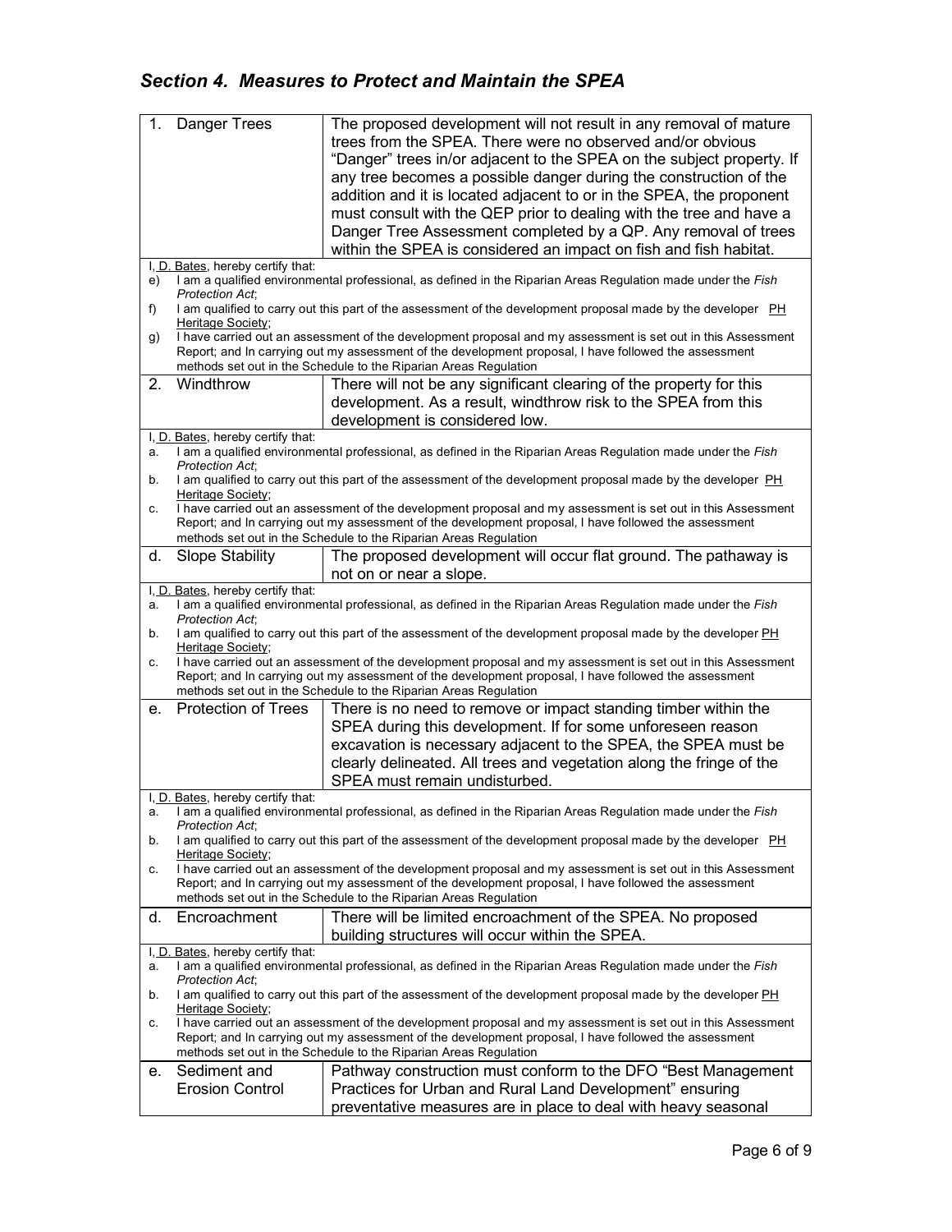## *Section 4. Measures to Protect and Maintain the SPEA*

| 1. Danger Trees | The proposed development will not result in any removal of mature trees from the SPEA. There were no observed and/or obvious "Danger" trees in/or adjacent to the SPEA on the subject property. If any tree becomes a possible danger during the construction of the addition and it is located adjacent to or in the SPEA, the proponent must consult with the QEP prior to dealing with the tree and have a Danger Tree Assessment completed by a QP. Any removal of trees within the SPEA is considered an impact on fish and fish habitat. |
|---|---|

I, D. Bates, hereby certify that:

e) I am a qualified environmental professional, as defined in the Riparian Areas Regulation made under the *Fish Protection Act*;
f) I am qualified to carry out this part of the assessment of the development proposal made by the developer PH Heritage Society;
g) I have carried out an assessment of the development proposal and my assessment is set out in this Assessment Report; and In carrying out my assessment of the development proposal, I have followed the assessment methods set out in the Schedule to the Riparian Areas Regulation

| 2. Windthrow | There will not be any significant clearing of the property for this development. As a result, windthrow risk to the SPEA from this development is considered low. |
|---|---|

I, D. Bates, hereby certify that:

a. I am a qualified environmental professional, as defined in the Riparian Areas Regulation made under the *Fish Protection Act*;
b. I am qualified to carry out this part of the assessment of the development proposal made by the developer PH Heritage Society;
c. I have carried out an assessment of the development proposal and my assessment is set out in this Assessment Report; and In carrying out my assessment of the development proposal, I have followed the assessment methods set out in the Schedule to the Riparian Areas Regulation

| d. Slope Stability | The proposed development will occur flat ground. The pathway is not on or near a slope. |
|---|---|

I, D. Bates, hereby certify that:

a. I am a qualified environmental professional, as defined in the Riparian Areas Regulation made under the *Fish Protection Act*;
b. I am qualified to carry out this part of the assessment of the development proposal made by the developer PH Heritage Society;
c. I have carried out an assessment of the development proposal and my assessment is set out in this Assessment Report; and In carrying out my assessment of the development proposal, I have followed the assessment methods set out in the Schedule to the Riparian Areas Regulation

| e. Protection of Trees | There is no need to remove or impact standing timber within the SPEA during this development. If for some unforeseen reason excavation is necessary adjacent to the SPEA, the SPEA must be clearly delineated. All trees and vegetation along the fringe of the SPEA must remain undisturbed. |
|---|---|

I, D. Bates, hereby certify that:

a. I am a qualified environmental professional, as defined in the Riparian Areas Regulation made under the *Fish Protection Act*;
b. I am qualified to carry out this part of the assessment of the development proposal made by the developer PH Heritage Society;
c. I have carried out an assessment of the development proposal and my assessment is set out in this Assessment Report; and In carrying out my assessment of the development proposal, I have followed the assessment methods set out in the Schedule to the Riparian Areas Regulation

| d. Encroachment | There will be limited encroachment of the SPEA. No proposed building structures will occur within the SPEA. |
|---|---|

I, D. Bates, hereby certify that:

a. I am a qualified environmental professional, as defined in the Riparian Areas Regulation made under the *Fish Protection Act*;
b. I am qualified to carry out this part of the assessment of the development proposal made by the developer PH Heritage Society;
c. I have carried out an assessment of the development proposal and my assessment is set out in this Assessment Report; and In carrying out my assessment of the development proposal, I have followed the assessment methods set out in the Schedule to the Riparian Areas Regulation

| e. Sediment and Erosion Control | Pathway construction must conform to the DFO "Best Management Practices for Urban and Rural Land Development" ensuring preventative measures are in place to deal with heavy seasonal |
|---|---|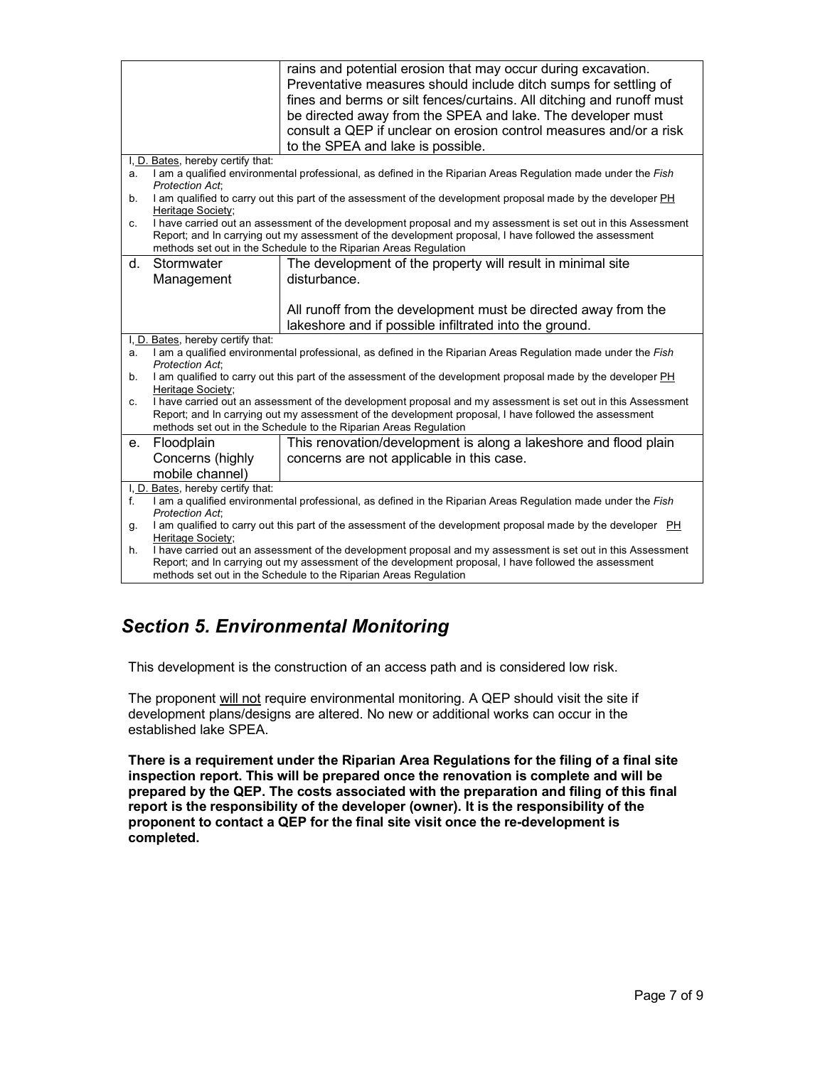| | |
|---|---|
| | rains and potential erosion that may occur during excavation. Preventative measures should include ditch sumps for settling of fines and berms or silt fences/curtains. All ditching and runoff must be directed away from the SPEA and lake. The developer must consult a QEP if unclear on erosion control measures and/or a risk to the SPEA and lake is possible. |

I, D. Bates, hereby certify that:

a. I am a qualified environmental professional, as defined in the Riparian Areas Regulation made under the *Fish Protection Act*;
b. I am qualified to carry out this part of the assessment of the development proposal made by the developer PH Heritage Society;
c. I have carried out an assessment of the development proposal and my assessment is set out in this Assessment Report; and In carrying out my assessment of the development proposal, I have followed the assessment methods set out in the Schedule to the Riparian Areas Regulation

| | |
|---|---|
| d. Stormwater Management | The development of the property will result in minimal site disturbance.<br><br>All runoff from the development must be directed away from the lakeshore and if possible infiltrated into the ground. |

I, D. Bates, hereby certify that:

a. I am a qualified environmental professional, as defined in the Riparian Areas Regulation made under the *Fish Protection Act*;
b. I am qualified to carry out this part of the assessment of the development proposal made by the developer PH Heritage Society;
c. I have carried out an assessment of the development proposal and my assessment is set out in this Assessment Report; and In carrying out my assessment of the development proposal, I have followed the assessment methods set out in the Schedule to the Riparian Areas Regulation

| | |
|---|---|
| e. Floodplain Concerns (highly mobile channel) | This renovation/development is along a lakeshore and flood plain concerns are not applicable in this case. |

I, D. Bates, hereby certify that:

f. I am a qualified environmental professional, as defined in the Riparian Areas Regulation made under the *Fish Protection Act*;
g. I am qualified to carry out this part of the assessment of the development proposal made by the developer PH Heritage Society;
h. I have carried out an assessment of the development proposal and my assessment is set out in this Assessment Report; and In carrying out my assessment of the development proposal, I have followed the assessment methods set out in the Schedule to the Riparian Areas Regulation

## *Section 5. Environmental Monitoring*

This development is the construction of an access path and is considered low risk.

The proponent will not require environmental monitoring. A QEP should visit the site if development plans/designs are altered. No new or additional works can occur in the established lake SPEA.

**There is a requirement under the Riparian Area Regulations for the filing of a final site inspection report. This will be prepared once the renovation is complete and will be prepared by the QEP. The costs associated with the preparation and filing of this final report is the responsibility of the developer (owner). It is the responsibility of the proponent to contact a QEP for the final site visit once the re-development is completed.**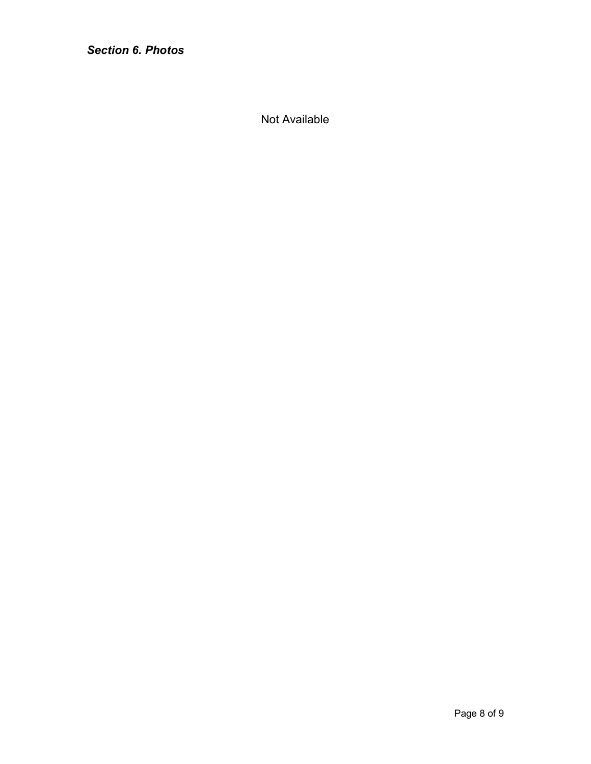***Section 6. Photos***

Not Available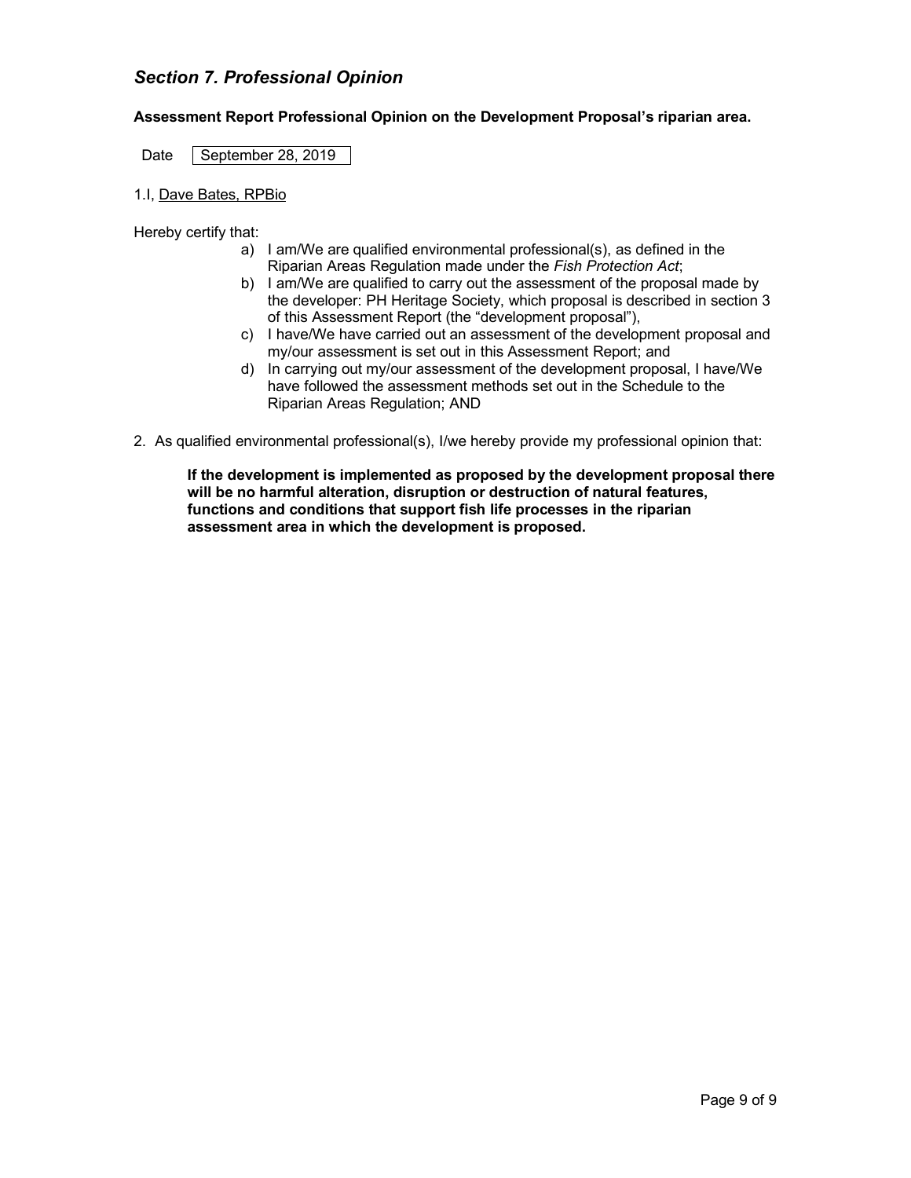## *Section 7. Professional Opinion*

**Assessment Report Professional Opinion on the Development Proposal's riparian area.**

Date | September 28, 2019

1.I, Dave Bates, RPBio

Hereby certify that:

a) I am/We are qualified environmental professional(s), as defined in the Riparian Areas Regulation made under the *Fish Protection Act*;
b) I am/We are qualified to carry out the assessment of the proposal made by the developer: PH Heritage Society, which proposal is described in section 3 of this Assessment Report (the "development proposal"),
c) I have/We have carried out an assessment of the development proposal and my/our assessment is set out in this Assessment Report; and
d) In carrying out my/our assessment of the development proposal, I have/We have followed the assessment methods set out in the Schedule to the Riparian Areas Regulation; AND

2. As qualified environmental professional(s), I/we hereby provide my professional opinion that:

> **If the development is implemented as proposed by the development proposal there will be no harmful alteration, disruption or destruction of natural features, functions and conditions that support fish life processes in the riparian assessment area in which the development is proposed.**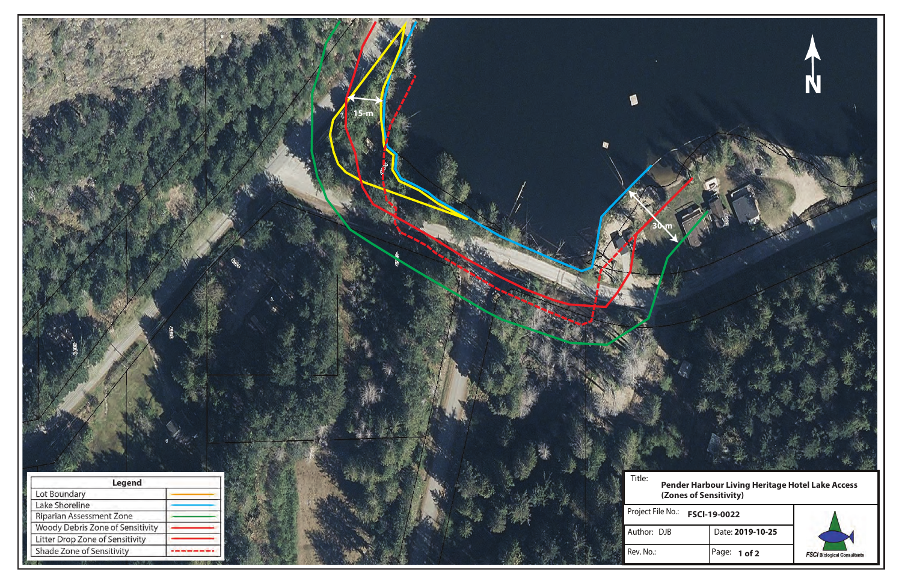15-m

30-m

N

| Legend | |
| --- | --- |
| Lot Boundary | |
| Lake Shoreline | |
| Riparian Assessment Zone | |
| Woody Debris Zone of Sensitivity | |
| Litter Drop Zone of Sensitivity | |
| Shade Zone of Sensitivity | |

| | |
| --- | --- |
| Title: **Pender Harbour Living Heritage Hotel Lake Access (Zones of Sensitivity)** | |
| Project File No.: **FSCI-19-0022** | |
| Author: DJB | Date: **2019-10-25** |
| Rev. No.: | Page: **1 of 2** |

*FSCI* Biological Consultants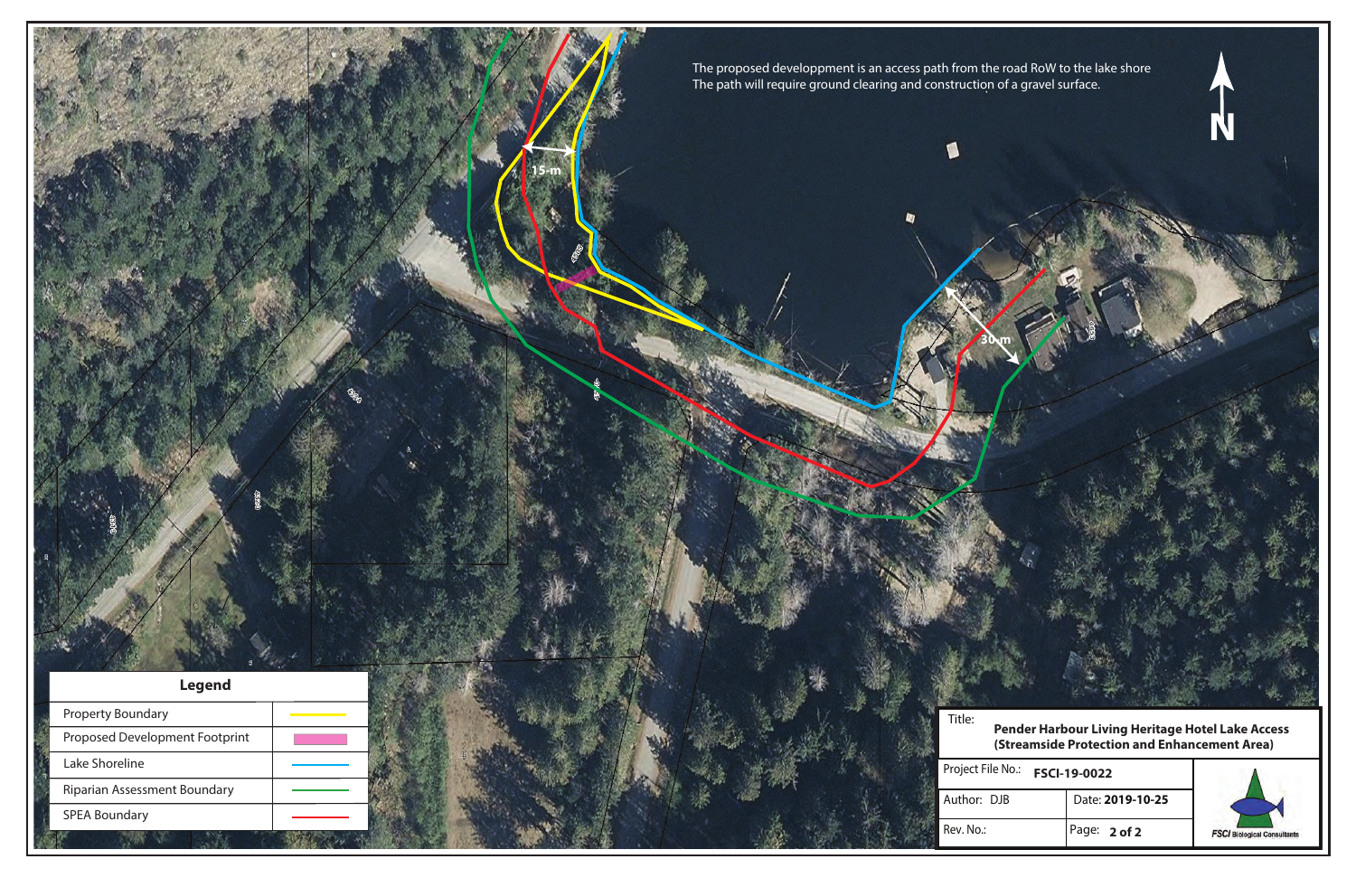The proposed developpment is an access path from the road RoW to the lake shore
The path will require ground clearing and construction of a gravel surface.

N

15-m

30-m

| Legend | |
|---|---|
| Property Boundary | |
| Proposed Development Footprint | |
| Lake Shoreline | |
| Riparian Assessment Boundary | |
| SPEA Boundary | |

| | | |
|---|---|---|
| Title: **Pender Harbour Living Heritage Hotel Lake Access (Streamside Protection and Enhancement Area)** | | |
| Project File No.: **FSCI-19-0022** | | |
| Author: DJB | Date: **2019-10-25** | |
| Rev. No.: | Page: **2 of 2** | FSCI Biological Consultants |